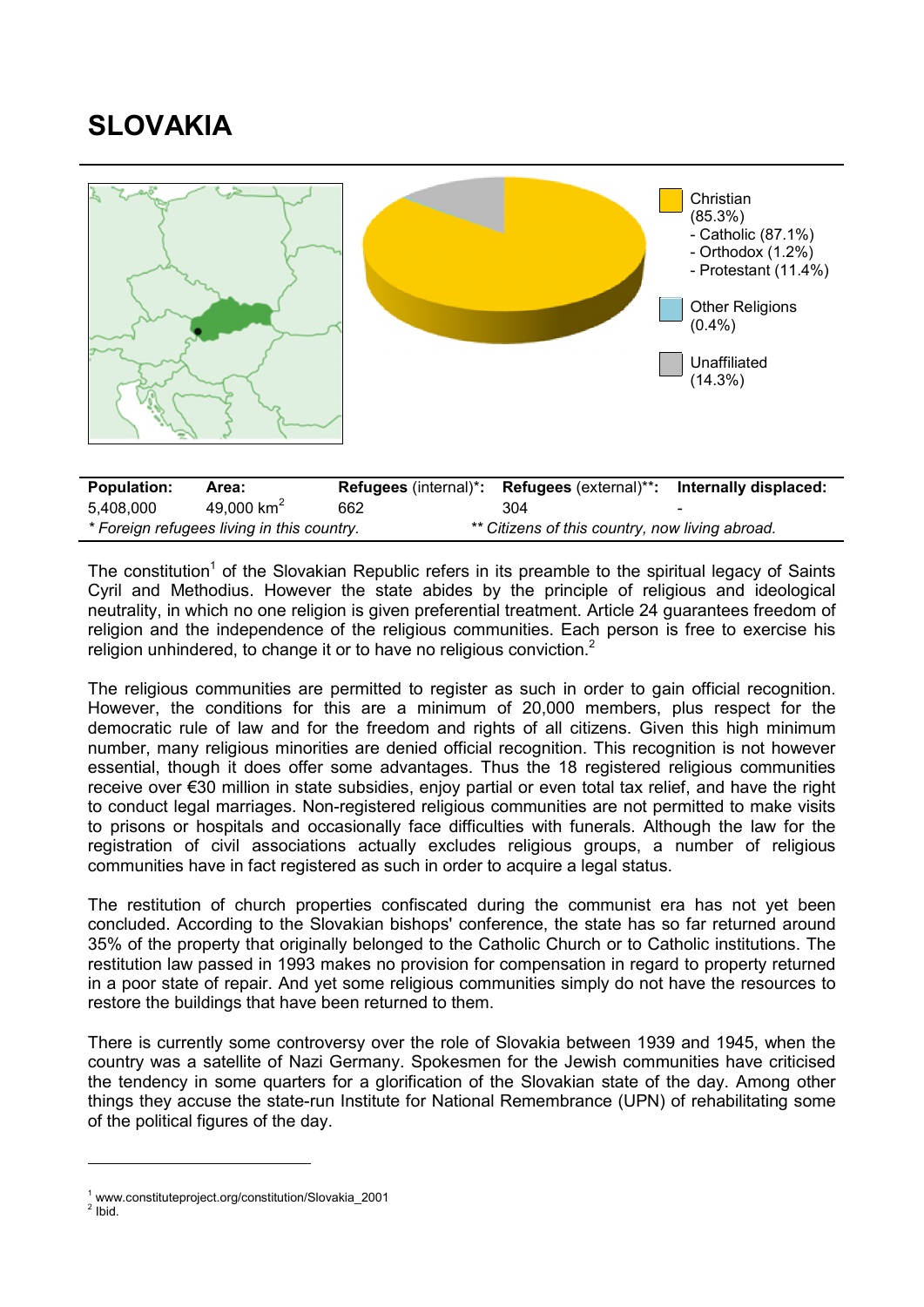# SLOVAKIA

Christian (85.3%)
- Catholic (87.1%)
- Orthodox (1.2%)
- Protestant (11.4%)

Other Religions (0.4%)

Unaffiliated (14.3%)

| Population: | Area: | Refugees (internal)*: | Refugees (external)**: | Internally displaced: |
|---|---|---|---|---|
| 5,408,000 | 49,000 km$^2$ | 662 | 304 | - |

*\* Foreign refugees living in this country.* *\*\* Citizens of this country, now living abroad.*

The constitution[1] of the Slovakian Republic refers in its preamble to the spiritual legacy of Saints Cyril and Methodius. However the state abides by the principle of religious and ideological neutrality, in which no one religion is given preferential treatment. Article 24 guarantees freedom of religion and the independence of the religious communities. Each person is free to exercise his religion unhindered, to change it or to have no religious conviction.[2]

The religious communities are permitted to register as such in order to gain official recognition. However, the conditions for this are a minimum of 20,000 members, plus respect for the democratic rule of law and for the freedom and rights of all citizens. Given this high minimum number, many religious minorities are denied official recognition. This recognition is not however essential, though it does offer some advantages. Thus the 18 registered religious communities receive over €30 million in state subsidies, enjoy partial or even total tax relief, and have the right to conduct legal marriages. Non-registered religious communities are not permitted to make visits to prisons or hospitals and occasionally face difficulties with funerals. Although the law for the registration of civil associations actually excludes religious groups, a number of religious communities have in fact registered as such in order to acquire a legal status.

The restitution of church properties confiscated during the communist era has not yet been concluded. According to the Slovakian bishops' conference, the state has so far returned around 35% of the property that originally belonged to the Catholic Church or to Catholic institutions. The restitution law passed in 1993 makes no provision for compensation in regard to property returned in a poor state of repair. And yet some religious communities simply do not have the resources to restore the buildings that have been returned to them.

There is currently some controversy over the role of Slovakia between 1939 and 1945, when the country was a satellite of Nazi Germany. Spokesmen for the Jewish communities have criticised the tendency in some quarters for a glorification of the Slovakian state of the day. Among other things they accuse the state-run Institute for National Remembrance (UPN) of rehabilitating some of the political figures of the day.

[1] www.constituteproject.org/constitution/Slovakia_2001
[2] Ibid.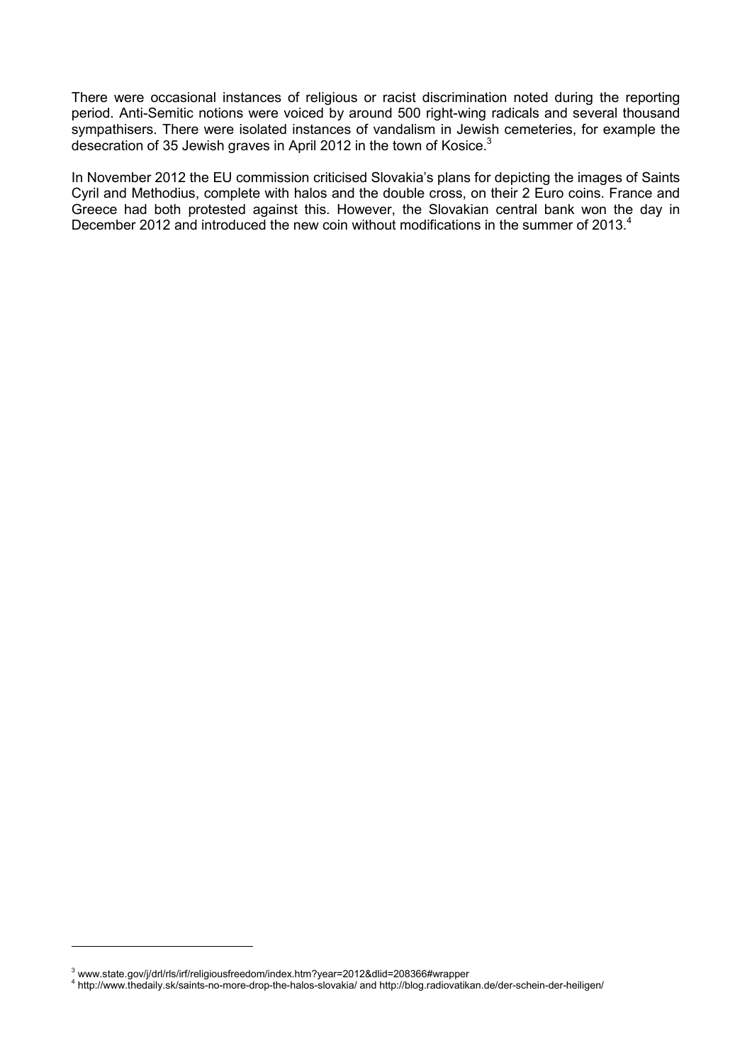There were occasional instances of religious or racist discrimination noted during the reporting period. Anti-Semitic notions were voiced by around 500 right-wing radicals and several thousand sympathisers. There were isolated instances of vandalism in Jewish cemeteries, for example the desecration of 35 Jewish graves in April 2012 in the town of Kosice.[3]

In November 2012 the EU commission criticised Slovakia's plans for depicting the images of Saints Cyril and Methodius, complete with halos and the double cross, on their 2 Euro coins. France and Greece had both protested against this. However, the Slovakian central bank won the day in December 2012 and introduced the new coin without modifications in the summer of 2013.[4]

---

[3] www.state.gov/j/drl/rls/irf/religiousfreedom/index.htm?year=2012&dlid=208366#wrapper

[4] http://www.thedaily.sk/saints-no-more-drop-the-halos-slovakia/ and http://blog.radiovatikan.de/der-schein-der-heiligen/